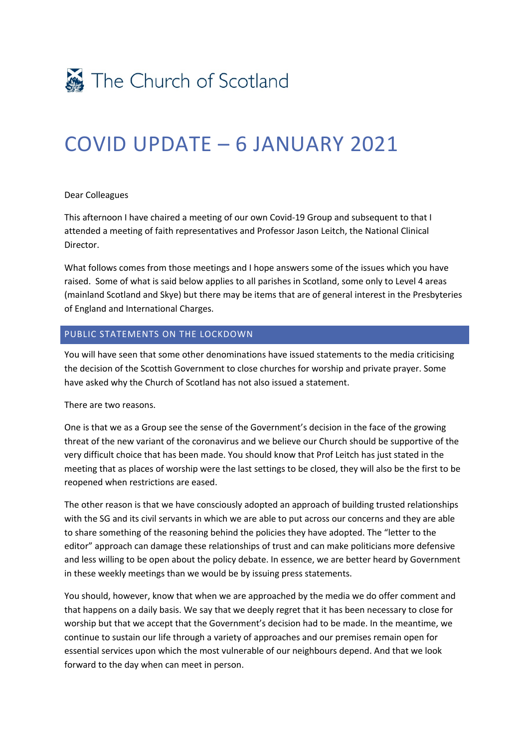The Church of Scotland

# COVID UPDATE – 6 JANUARY 2021

Dear Colleagues

This afternoon I have chaired a meeting of our own Covid-19 Group and subsequent to that I attended a meeting of faith representatives and Professor Jason Leitch, the National Clinical Director.

What follows comes from those meetings and I hope answers some of the issues which you have raised. Some of what is said below applies to all parishes in Scotland, some only to Level 4 areas (mainland Scotland and Skye) but there may be items that are of general interest in the Presbyteries of England and International Charges.

## PUBLIC STATEMENTS ON THE LOCKDOWN

You will have seen that some other denominations have issued statements to the media criticising the decision of the Scottish Government to close churches for worship and private prayer. Some have asked why the Church of Scotland has not also issued a statement.

There are two reasons.

One is that we as a Group see the sense of the Government's decision in the face of the growing threat of the new variant of the coronavirus and we believe our Church should be supportive of the very difficult choice that has been made. You should know that Prof Leitch has just stated in the meeting that as places of worship were the last settings to be closed, they will also be the first to be reopened when restrictions are eased.

The other reason is that we have consciously adopted an approach of building trusted relationships with the SG and its civil servants in which we are able to put across our concerns and they are able to share something of the reasoning behind the policies they have adopted. The "letter to the editor" approach can damage these relationships of trust and can make politicians more defensive and less willing to be open about the policy debate. In essence, we are better heard by Government in these weekly meetings than we would be by issuing press statements.

You should, however, know that when we are approached by the media we do offer comment and that happens on a daily basis. We say that we deeply regret that it has been necessary to close for worship but that we accept that the Government's decision had to be made. In the meantime, we continue to sustain our life through a variety of approaches and our premises remain open for essential services upon which the most vulnerable of our neighbours depend. And that we look forward to the day when can meet in person.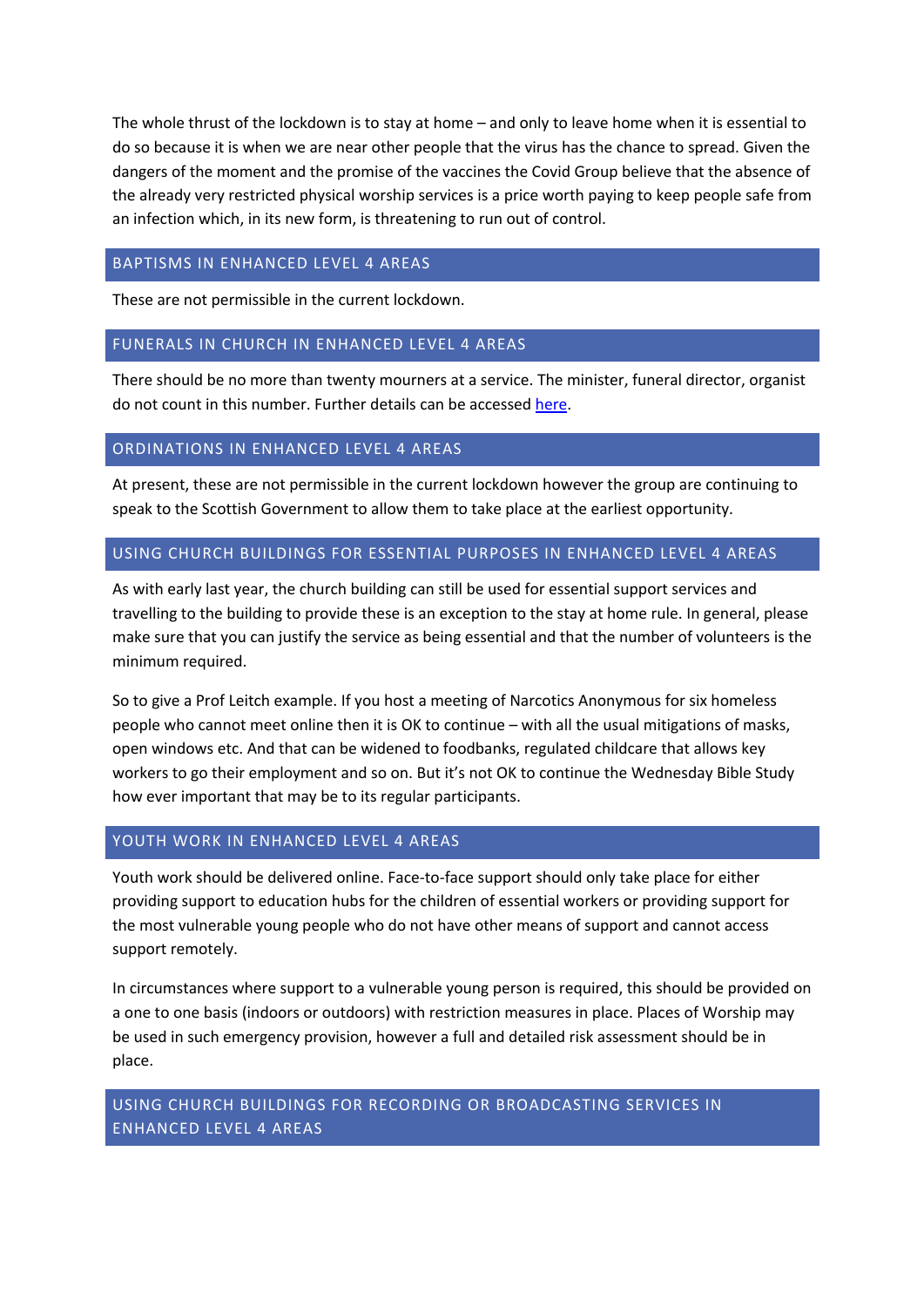The whole thrust of the lockdown is to stay at home – and only to leave home when it is essential to do so because it is when we are near other people that the virus has the chance to spread. Given the dangers of the moment and the promise of the vaccines the Covid Group believe that the absence of the already very restricted physical worship services is a price worth paying to keep people safe from an infection which, in its new form, is threatening to run out of control.

## BAPTISMS IN ENHANCED LEVEL 4 AREAS

These are not permissible in the current lockdown.

## FUNERALS IN CHURCH IN ENHANCED LEVEL 4 AREAS

There should be no more than twenty mourners at a service. The minister, funeral director, organist do not count in this number. Further details can be accessed here.

## ORDINATIONS IN ENHANCED LEVEL 4 AREAS

At present, these are not permissible in the current lockdown however the group are continuing to speak to the Scottish Government to allow them to take place at the earliest opportunity.

## USING CHURCH BUILDINGS FOR ESSENTIAL PURPOSES IN ENHANCED LEVEL 4 AREAS

As with early last year, the church building can still be used for essential support services and travelling to the building to provide these is an exception to the stay at home rule. In general, please make sure that you can justify the service as being essential and that the number of volunteers is the minimum required.

So to give a Prof Leitch example. If you host a meeting of Narcotics Anonymous for six homeless people who cannot meet online then it is OK to continue – with all the usual mitigations of masks, open windows etc. And that can be widened to foodbanks, regulated childcare that allows key workers to go their employment and so on. But it's not OK to continue the Wednesday Bible Study how ever important that may be to its regular participants.

## YOUTH WORK IN ENHANCED LEVEL 4 AREAS

Youth work should be delivered online. Face-to-face support should only take place for either providing support to education hubs for the children of essential workers or providing support for the most vulnerable young people who do not have other means of support and cannot access support remotely.

In circumstances where support to a vulnerable young person is required, this should be provided on a one to one basis (indoors or outdoors) with restriction measures in place. Places of Worship may be used in such emergency provision, however a full and detailed risk assessment should be in place.

## USING CHURCH BUILDINGS FOR RECORDING OR BROADCASTING SERVICES IN ENHANCED LEVEL 4 AREAS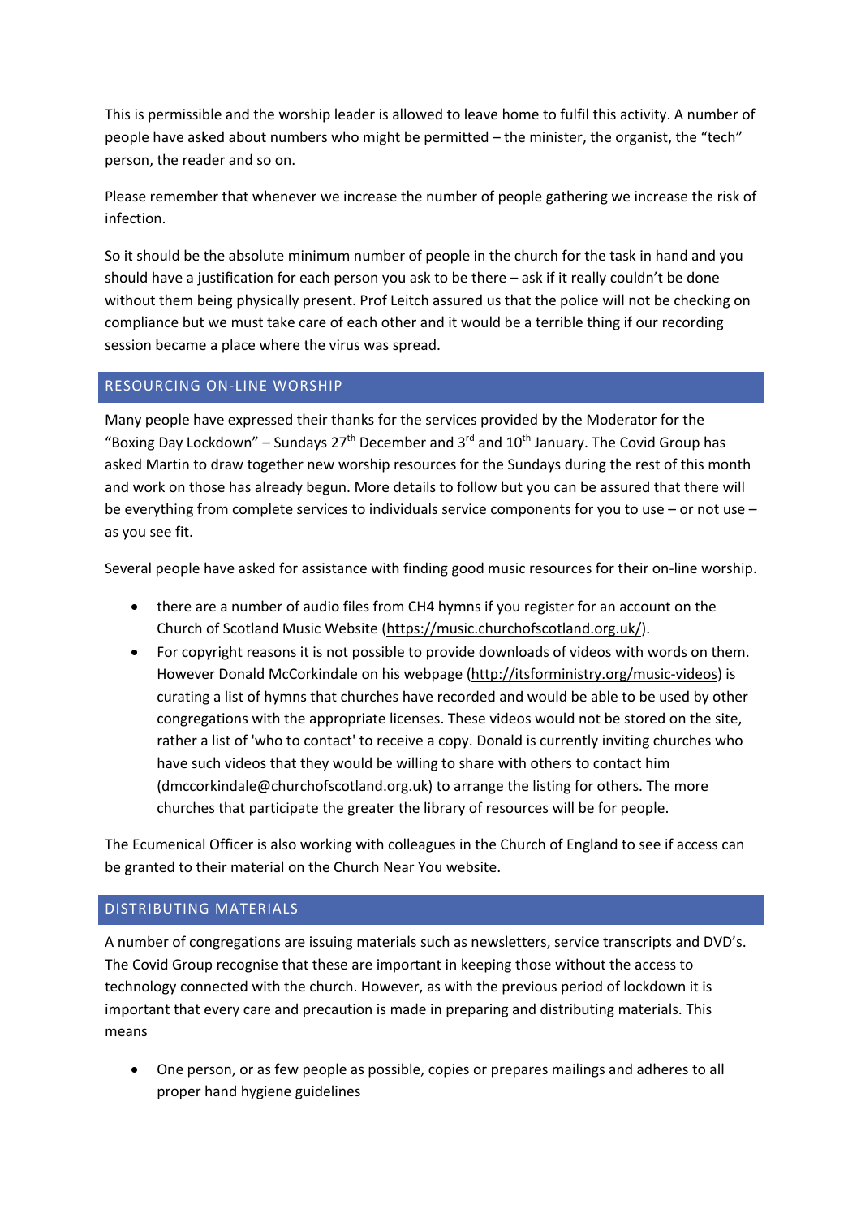This is permissible and the worship leader is allowed to leave home to fulfil this activity. A number of people have asked about numbers who might be permitted – the minister, the organist, the "tech" person, the reader and so on.

Please remember that whenever we increase the number of people gathering we increase the risk of infection.

So it should be the absolute minimum number of people in the church for the task in hand and you should have a justification for each person you ask to be there – ask if it really couldn't be done without them being physically present. Prof Leitch assured us that the police will not be checking on compliance but we must take care of each other and it would be a terrible thing if our recording session became a place where the virus was spread.

## RESOURCING ON-LINE WORSHIP

Many people have expressed their thanks for the services provided by the Moderator for the "Boxing Day Lockdown" – Sundays 27th December and 3rd and 10th January. The Covid Group has asked Martin to draw together new worship resources for the Sundays during the rest of this month and work on those has already begun. More details to follow but you can be assured that there will be everything from complete services to individuals service components for you to use – or not use – as you see fit.

Several people have asked for assistance with finding good music resources for their on-line worship.

- there are a number of audio files from CH4 hymns if you register for an account on the Church of Scotland Music Website (https://music.churchofscotland.org.uk/).
- For copyright reasons it is not possible to provide downloads of videos with words on them. However Donald McCorkindale on his webpage (http://itsforministry.org/music-videos) is curating a list of hymns that churches have recorded and would be able to be used by other congregations with the appropriate licenses. These videos would not be stored on the site, rather a list of 'who to contact' to receive a copy. Donald is currently inviting churches who have such videos that they would be willing to share with others to contact him (dmccorkindale@churchofscotland.org.uk) to arrange the listing for others. The more churches that participate the greater the library of resources will be for people.

The Ecumenical Officer is also working with colleagues in the Church of England to see if access can be granted to their material on the Church Near You website.

## DISTRIBUTING MATERIALS

A number of congregations are issuing materials such as newsletters, service transcripts and DVD's. The Covid Group recognise that these are important in keeping those without the access to technology connected with the church. However, as with the previous period of lockdown it is important that every care and precaution is made in preparing and distributing materials. This means

- One person, or as few people as possible, copies or prepares mailings and adheres to all proper hand hygiene guidelines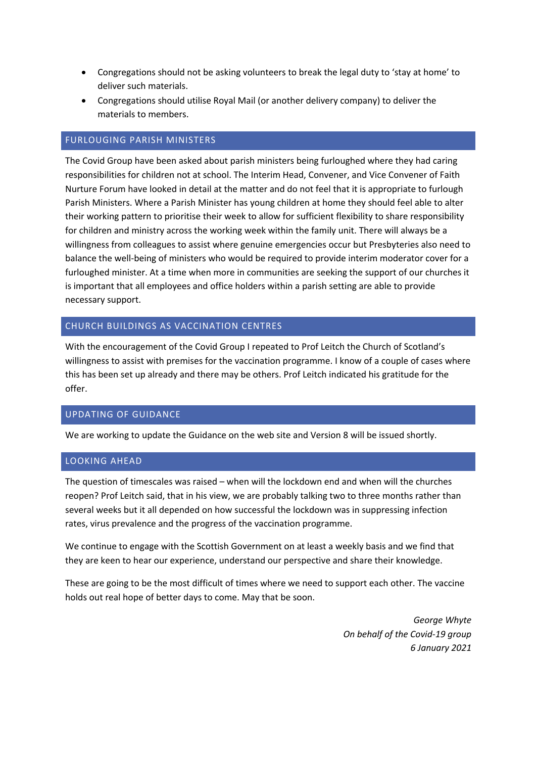- Congregations should not be asking volunteers to break the legal duty to 'stay at home' to deliver such materials.
- Congregations should utilise Royal Mail (or another delivery company) to deliver the materials to members.

## FURLOUGHING PARISH MINISTERS

The Covid Group have been asked about parish ministers being furloughed where they had caring responsibilities for children not at school. The Interim Head, Convener, and Vice Convener of Faith Nurture Forum have looked in detail at the matter and do not feel that it is appropriate to furlough Parish Ministers. Where a Parish Minister has young children at home they should feel able to alter their working pattern to prioritise their week to allow for sufficient flexibility to share responsibility for children and ministry across the working week within the family unit. There will always be a willingness from colleagues to assist where genuine emergencies occur but Presbyteries also need to balance the well-being of ministers who would be required to provide interim moderator cover for a furloughed minister. At a time when more in communities are seeking the support of our churches it is important that all employees and office holders within a parish setting are able to provide necessary support.

## CHURCH BUILDINGS AS VACCINATION CENTRES

With the encouragement of the Covid Group I repeated to Prof Leitch the Church of Scotland's willingness to assist with premises for the vaccination programme. I know of a couple of cases where this has been set up already and there may be others. Prof Leitch indicated his gratitude for the offer.

## UPDATING OF GUIDANCE

We are working to update the Guidance on the web site and Version 8 will be issued shortly.

## LOOKING AHEAD

The question of timescales was raised – when will the lockdown end and when will the churches reopen? Prof Leitch said, that in his view, we are probably talking two to three months rather than several weeks but it all depended on how successful the lockdown was in suppressing infection rates, virus prevalence and the progress of the vaccination programme.

We continue to engage with the Scottish Government on at least a weekly basis and we find that they are keen to hear our experience, understand our perspective and share their knowledge.

These are going to be the most difficult of times where we need to support each other. The vaccine holds out real hope of better days to come. May that be soon.

*George Whyte*
*On behalf of the Covid-19 group*
*6 January 2021*